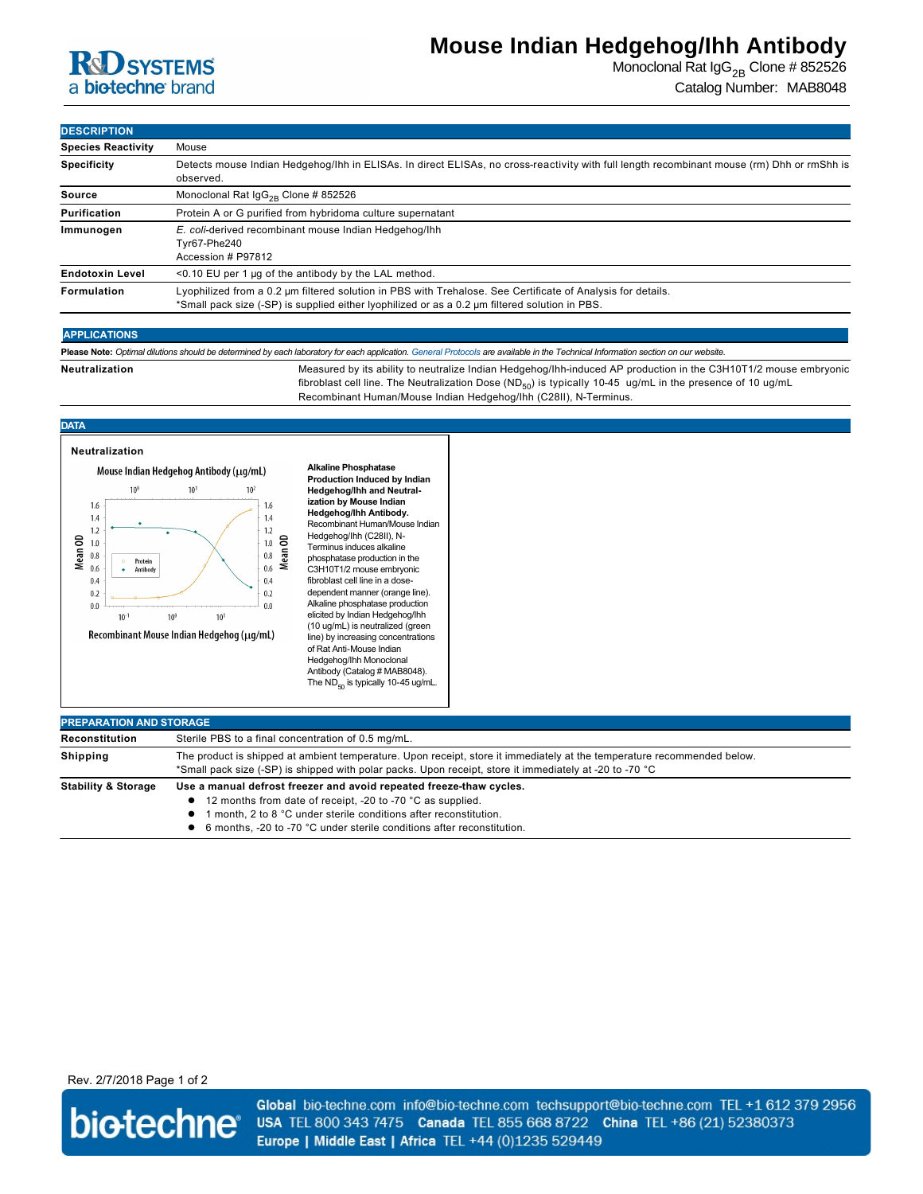# Mouse Indian Hedgehog/Ihh Antibody

Monoclonal Rat $IgG_{2B}$ Clone # 852526

Catalog Number: MAB8048

## DESCRIPTION

| | |
|---|---|
| **Species Reactivity** | Mouse |
| **Specificity** | Detects mouse Indian Hedgehog/Ihh in ELISAs. In direct ELISAs, no cross-reactivity with full length recombinant mouse (rm) Dhh or rmShh is observed. |
| **Source** | Monoclonal Rat $IgG_{2B}$ Clone # 852526 |
| **Purification** | Protein A or G purified from hybridoma culture supernatant |
| **Immunogen** | *E. coli*-derived recombinant mouse Indian Hedgehog/Ihh<br>Tyr67-Phe240<br>Accession # P97812 |
| **Endotoxin Level** | <0.10 EU per 1 μg of the antibody by the LAL method. |
| **Formulation** | Lyophilized from a 0.2 μm filtered solution in PBS with Trehalose. See Certificate of Analysis for details.<br>*Small pack size (-SP) is supplied either lyophilized or as a 0.2 μm filtered solution in PBS. |

## APPLICATIONS

**Please Note:** *Optimal dilutions should be determined by each laboratory for each application. General Protocols are available in the Technical Information section on our website.*

| | |
|---|---|
| **Neutralization** | Measured by its ability to neutralize Indian Hedgehog/Ihh-induced AP production in the C3H10T1/2 mouse embryonic fibroblast cell line. The Neutralization Dose ($ND_{50}$) is typically 10-45 ug/mL in the presence of 10 ug/mL Recombinant Human/Mouse Indian Hedgehog/Ihh (C28II), N-Terminus. |

## DATA

**Neutralization**

**Alkaline Phosphatase Production Induced by Indian Hedgehog/Ihh and Neutralization by Mouse Indian Hedgehog/Ihh Antibody.** Recombinant Human/Mouse Indian Hedgehog/Ihh (C28II), N-Terminus induces alkaline phosphatase production in the C3H10T1/2 mouse embryonic fibroblast cell line in a dose-dependent manner (orange line). Alkaline phosphatase production elicited by Indian Hedgehog/Ihh (10 ug/mL) is neutralized (green line) by increasing concentrations of Rat Anti-Mouse Indian Hedgehog/Ihh Monoclonal Antibody (Catalog # MAB8048). The $ND_{50}$ is typically 10-45 ug/mL.

## PREPARATION AND STORAGE

| | |
|---|---|
| **Reconstitution** | Sterile PBS to a final concentration of 0.5 mg/mL. |
| **Shipping** | The product is shipped at ambient temperature. Upon receipt, store it immediately at the temperature recommended below.<br>*Small pack size (-SP) is shipped with polar packs. Upon receipt, store it immediately at -20 to -70 °C |
| **Stability & Storage** | **Use a manual defrost freezer and avoid repeated freeze-thaw cycles.**<br>● 12 months from date of receipt, -20 to -70 °C as supplied.<br>● 1 month, 2 to 8 °C under sterile conditions after reconstitution.<br>● 6 months, -20 to -70 °C under sterile conditions after reconstitution. |

Rev. 2/7/2018 Page 1 of 2

**Global** bio-techne.com info@bio-techne.com techsupport@bio-techne.com TEL +1 612 379 2956
**USA** TEL 800 343 7475 **Canada** TEL 855 668 8722 **China** TEL +86 (21) 52380373
**Europe | Middle East | Africa** TEL +44 (0)1235 529449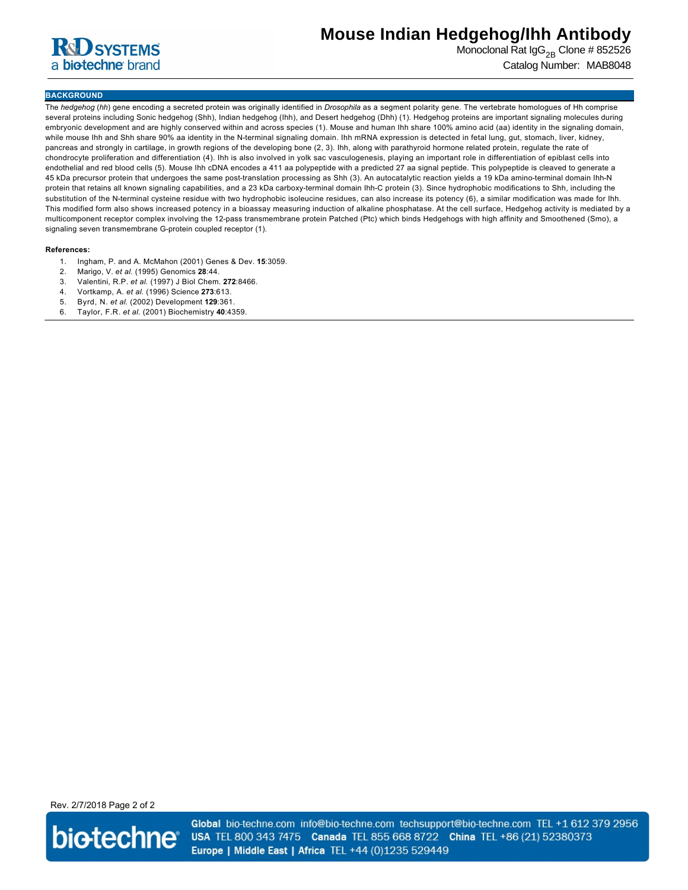# Mouse Indian Hedgehog/Ihh Antibody

Monoclonal Rat $IgG_{2B}$ Clone # 852526

Catalog Number: MAB8048

## BACKGROUND

The *hedgehog* (*hh*) gene encoding a secreted protein was originally identified in *Drosophila* as a segment polarity gene. The vertebrate homologues of Hh comprise several proteins including Sonic hedgehog (Shh), Indian hedgehog (Ihh), and Desert hedgehog (Dhh) (1). Hedgehog proteins are important signaling molecules during embryonic development and are highly conserved within and across species (1). Mouse and human Ihh share 100% amino acid (aa) identity in the signaling domain, while mouse Ihh and Shh share 90% aa identity in the N-terminal signaling domain. Ihh mRNA expression is detected in fetal lung, gut, stomach, liver, kidney, pancreas and strongly in cartilage, in growth regions of the developing bone (2, 3). Ihh, along with parathyroid hormone related protein, regulate the rate of chondrocyte proliferation and differentiation (4). Ihh is also involved in yolk sac vasculogenesis, playing an important role in differentiation of epiblast cells into endothelial and red blood cells (5). Mouse Ihh cDNA encodes a 411 aa polypeptide with a predicted 27 aa signal peptide. This polypeptide is cleaved to generate a 45 kDa precursor protein that undergoes the same post-translation processing as Shh (3). An autocatalytic reaction yields a 19 kDa amino-terminal domain Ihh-N protein that retains all known signaling capabilities, and a 23 kDa carboxy-terminal domain Ihh-C protein (3). Since hydrophobic modifications to Shh, including the substitution of the N-terminal cysteine residue with two hydrophobic isoleucine residues, can also increase its potency (6), a similar modification was made for Ihh. This modified form also shows increased potency in a bioassay measuring induction of alkaline phosphatase. At the cell surface, Hedgehog activity is mediated by a multicomponent receptor complex involving the 12-pass transmembrane protein Patched (Ptc) which binds Hedgehogs with high affinity and Smoothened (Smo), a signaling seven transmembrane G-protein coupled receptor (1).

**References:**

1. Ingham, P. and A. McMahon (2001) Genes & Dev. **15**:3059.
2. Marigo, V. *et al.* (1995) Genomics **28**:44.
3. Valentini, R.P. *et al.* (1997) J Biol Chem. **272**:8466.
4. Vortkamp, A. *et al.* (1996) Science **273**:613.
5. Byrd, N. *et al.* (2002) Development **129**:361.
6. Taylor, F.R. *et al.* (2001) Biochemistry **40**:4359.

Rev. 2/7/2018

**Global** bio-techne.com info@bio-techne.com techsupport@bio-techne.com TEL +1 612 379 2956
**USA** TEL 800 343 7475 **Canada** TEL 855 668 8722 **China** TEL +86 (21) 52380373
**Europe | Middle East | Africa** TEL +44 (0)1235 529449